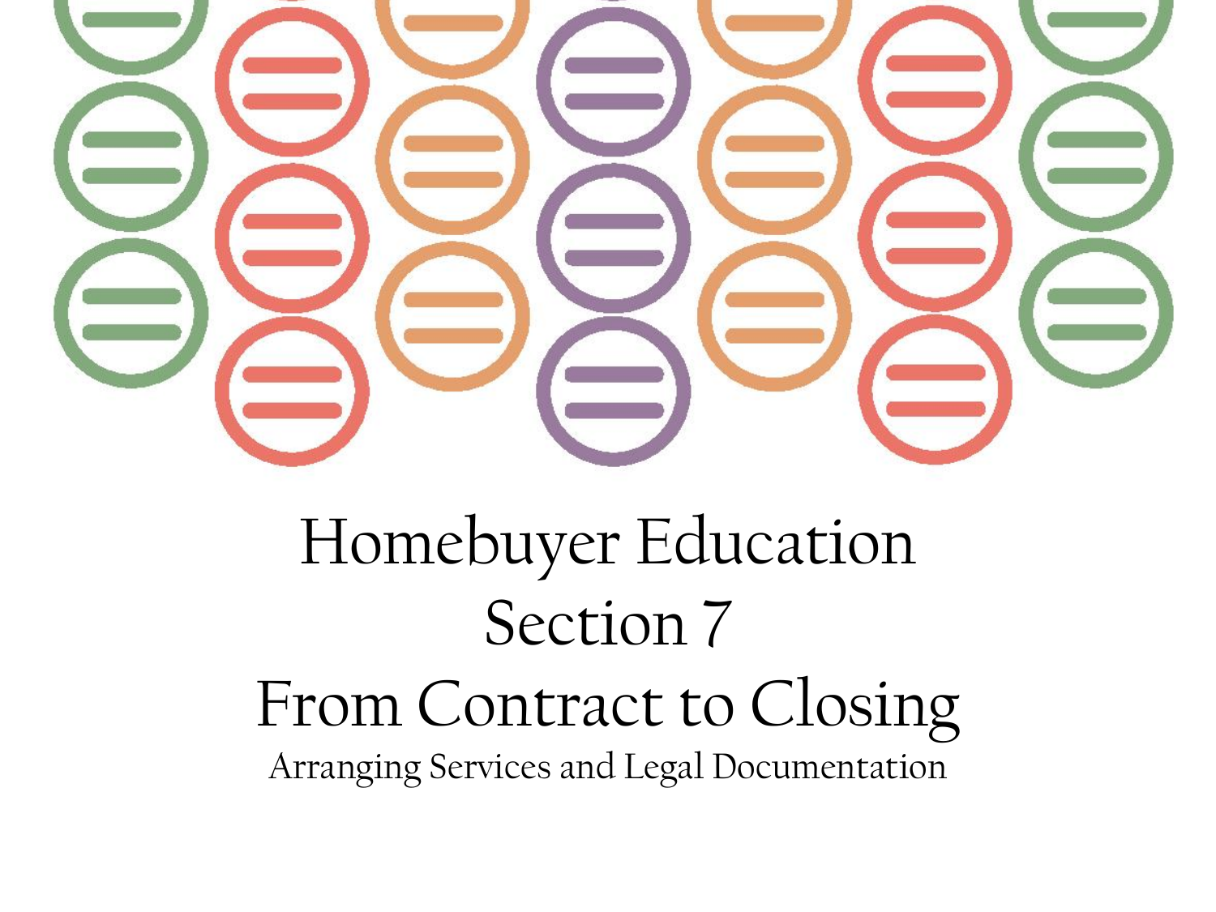# Homebuyer Education

## Section 7

## From Contract to Closing

Arranging Services and Legal Documentation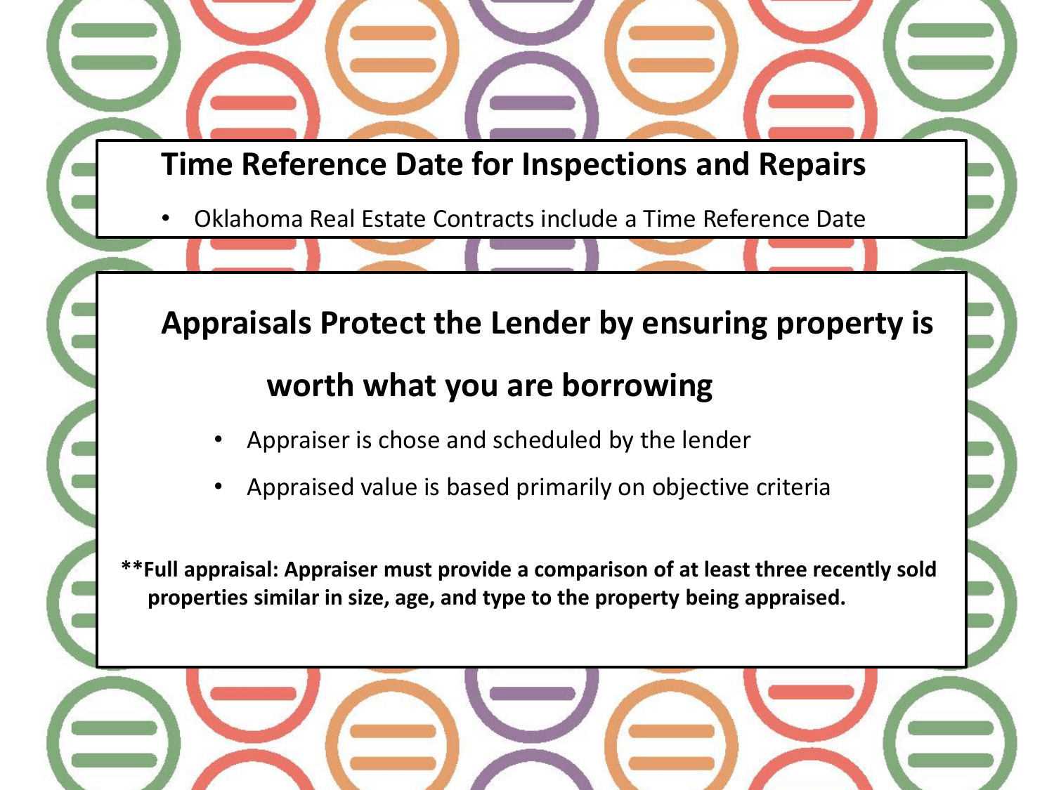## Time Reference Date for Inspections and Repairs

- Oklahoma Real Estate Contracts include a Time Reference Date

## Appraisals Protect the Lender by ensuring property is worth what you are borrowing

- Appraiser is chose and scheduled by the lender
- Appraised value is based primarily on objective criteria

****Full appraisal: Appraiser must provide a comparison of at least three recently sold properties similar in size, age, and type to the property being appraised.**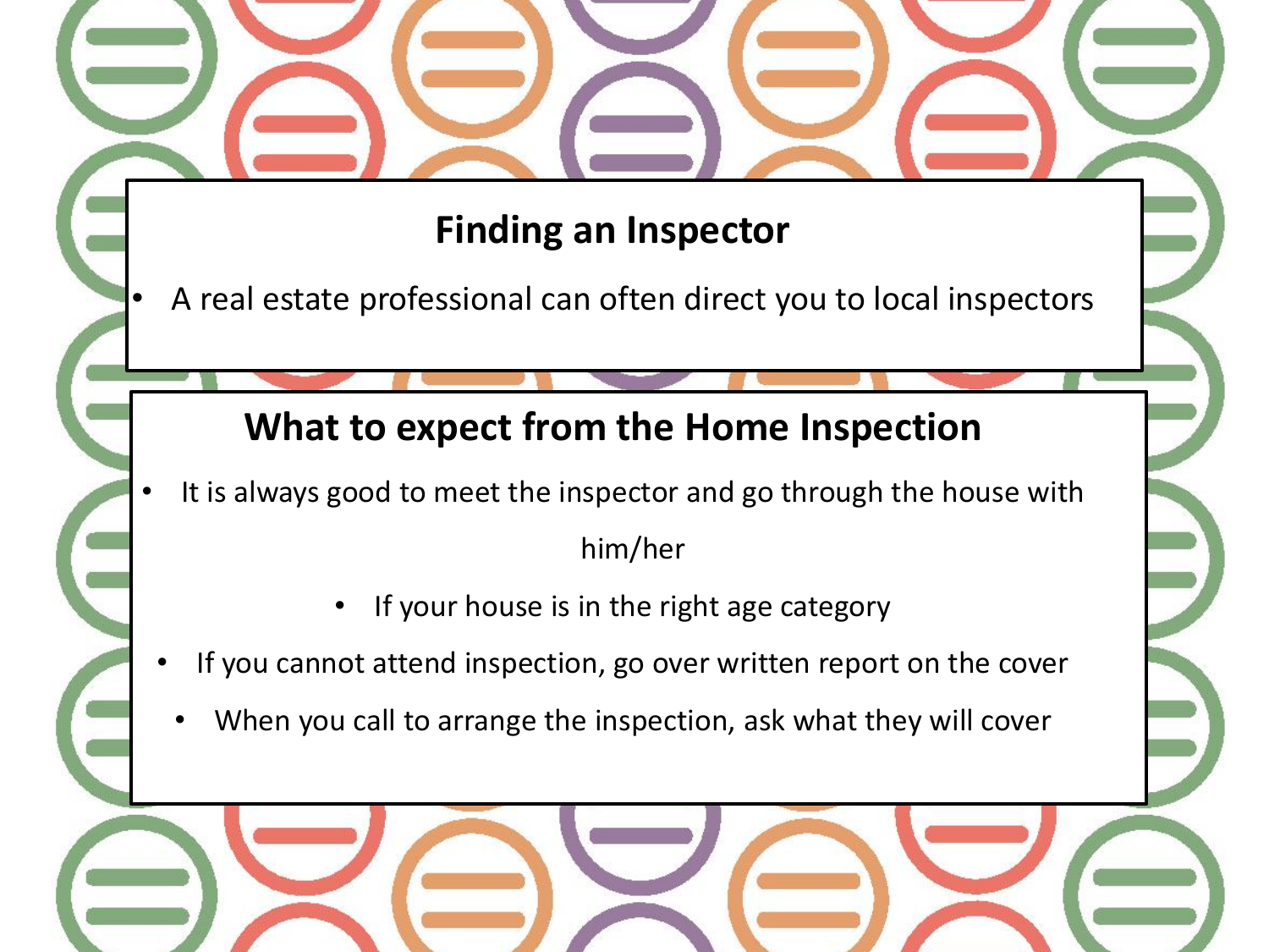## Finding an Inspector

- A real estate professional can often direct you to local inspectors

## What to expect from the Home Inspection

- It is always good to meet the inspector and go through the house with him/her
  - If your house is in the right age category
- If you cannot attend inspection, go over written report on the cover
- When you call to arrange the inspection, ask what they will cover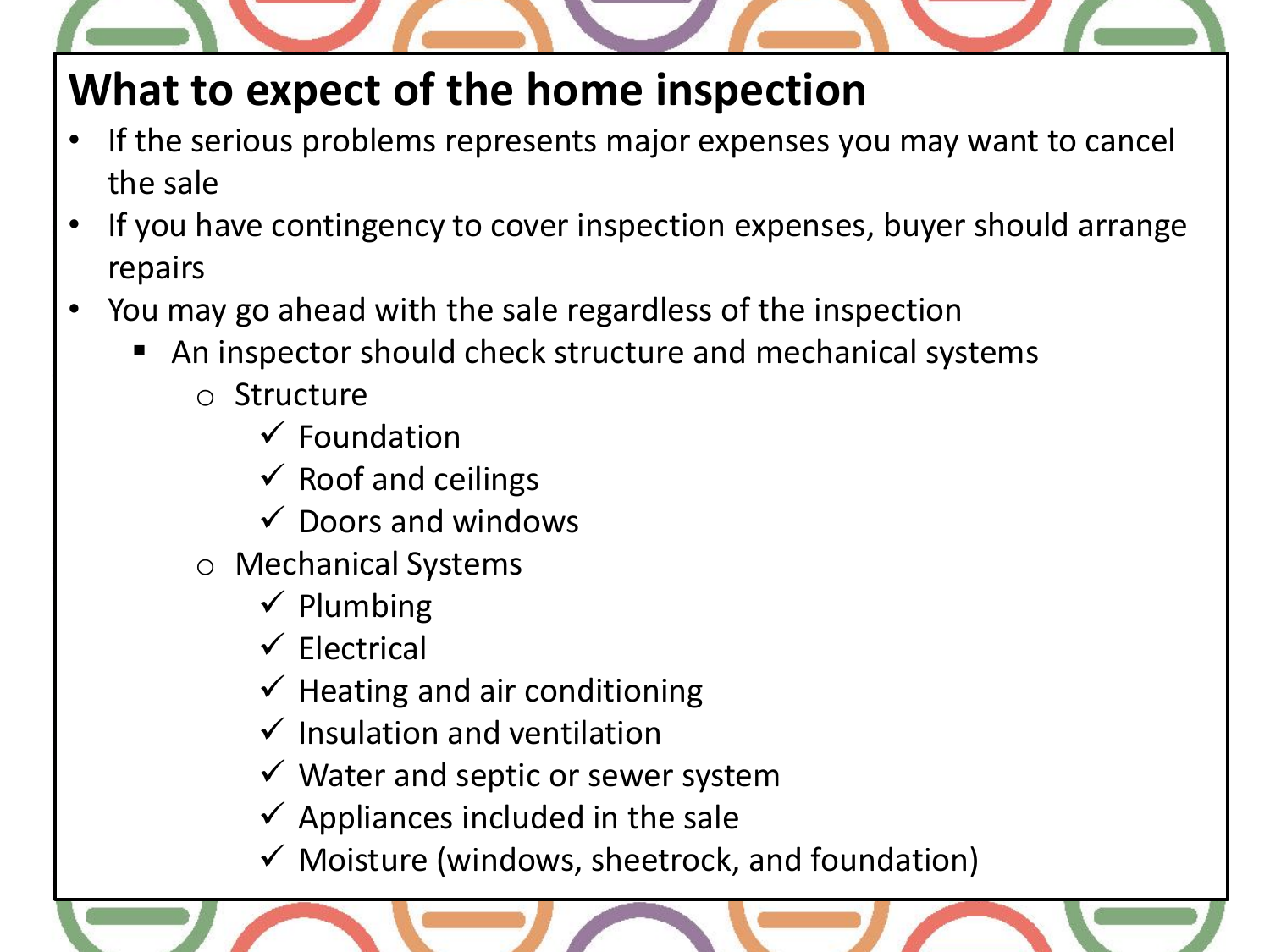# What to expect of the home inspection

- If the serious problems represents major expenses you may want to cancel the sale
- If you have contingency to cover inspection expenses, buyer should arrange repairs
- You may go ahead with the sale regardless of the inspection
  - An inspector should check structure and mechanical systems
    - Structure
      - ✓ Foundation
      - ✓ Roof and ceilings
      - ✓ Doors and windows
    - Mechanical Systems
      - ✓ Plumbing
      - ✓ Electrical
      - ✓ Heating and air conditioning
      - ✓ Insulation and ventilation
      - ✓ Water and septic or sewer system
      - ✓ Appliances included in the sale
      - ✓ Moisture (windows, sheetrock, and foundation)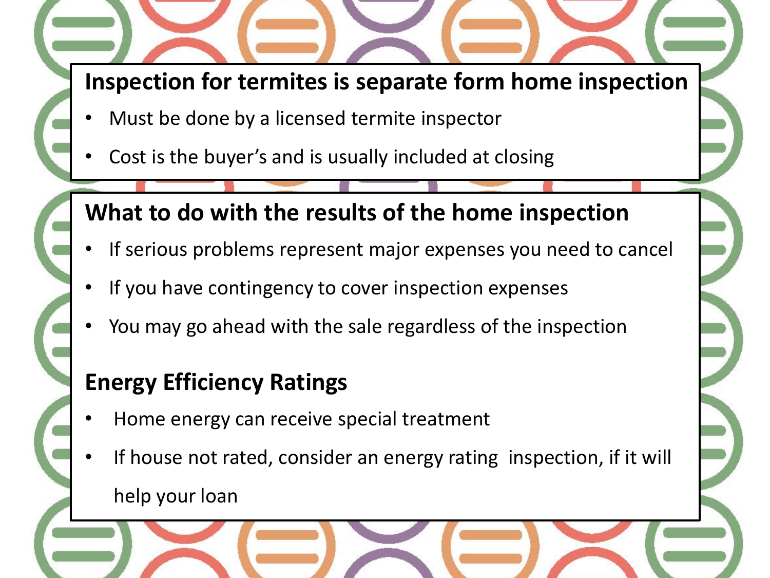## Inspection for termites is separate form home inspection

- Must be done by a licensed termite inspector
- Cost is the buyer's and is usually included at closing

## What to do with the results of the home inspection

- If serious problems represent major expenses you need to cancel
- If you have contingency to cover inspection expenses
- You may go ahead with the sale regardless of the inspection

## Energy Efficiency Ratings

- Home energy can receive special treatment
- If house not rated, consider an energy rating inspection, if it will help your loan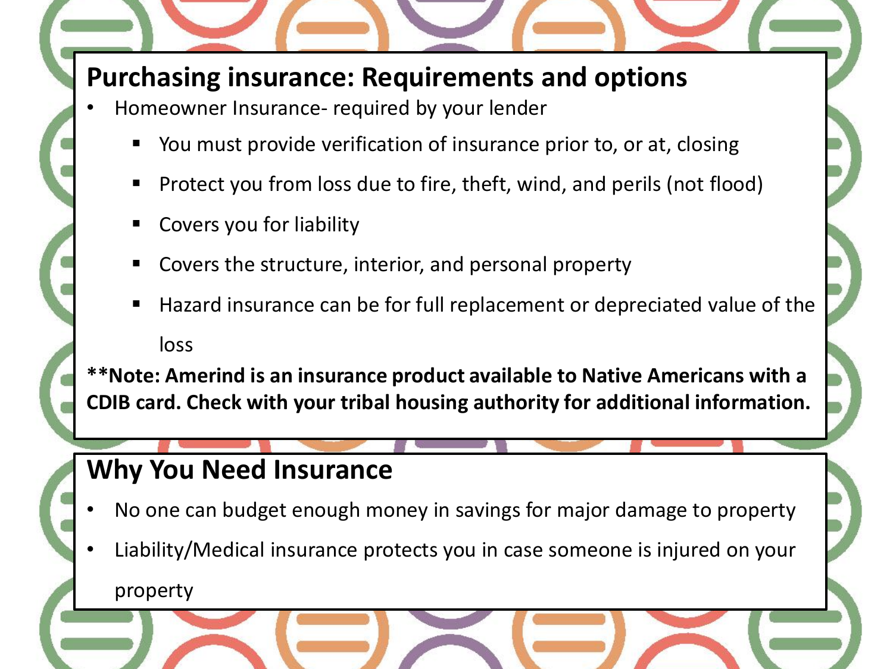## Purchasing insurance: Requirements and options

- Homeowner Insurance- required by your lender
  - You must provide verification of insurance prior to, or at, closing
  - Protect you from loss due to fire, theft, wind, and perils (not flood)
  - Covers you for liability
  - Covers the structure, interior, and personal property
  - Hazard insurance can be for full replacement or depreciated value of the loss

****Note: Amerind is an insurance product available to Native Americans with a CDIB card. Check with your tribal housing authority for additional information.**

## Why You Need Insurance

- No one can budget enough money in savings for major damage to property
- Liability/Medical insurance protects you in case someone is injured on your property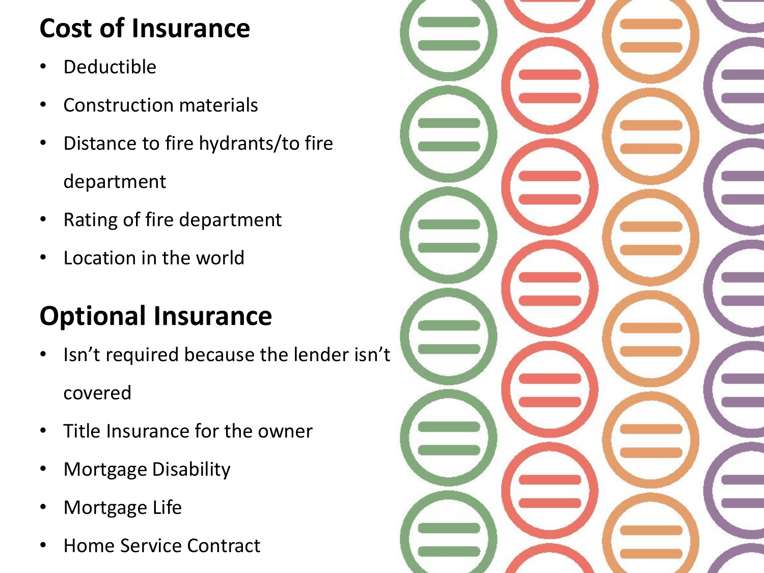## Cost of Insurance

- Deductible
- Construction materials
- Distance to fire hydrants/to fire department
- Rating of fire department
- Location in the world

## Optional Insurance

- Isn’t required because the lender isn’t covered
- Title Insurance for the owner
- Mortgage Disability
- Mortgage Life
- Home Service Contract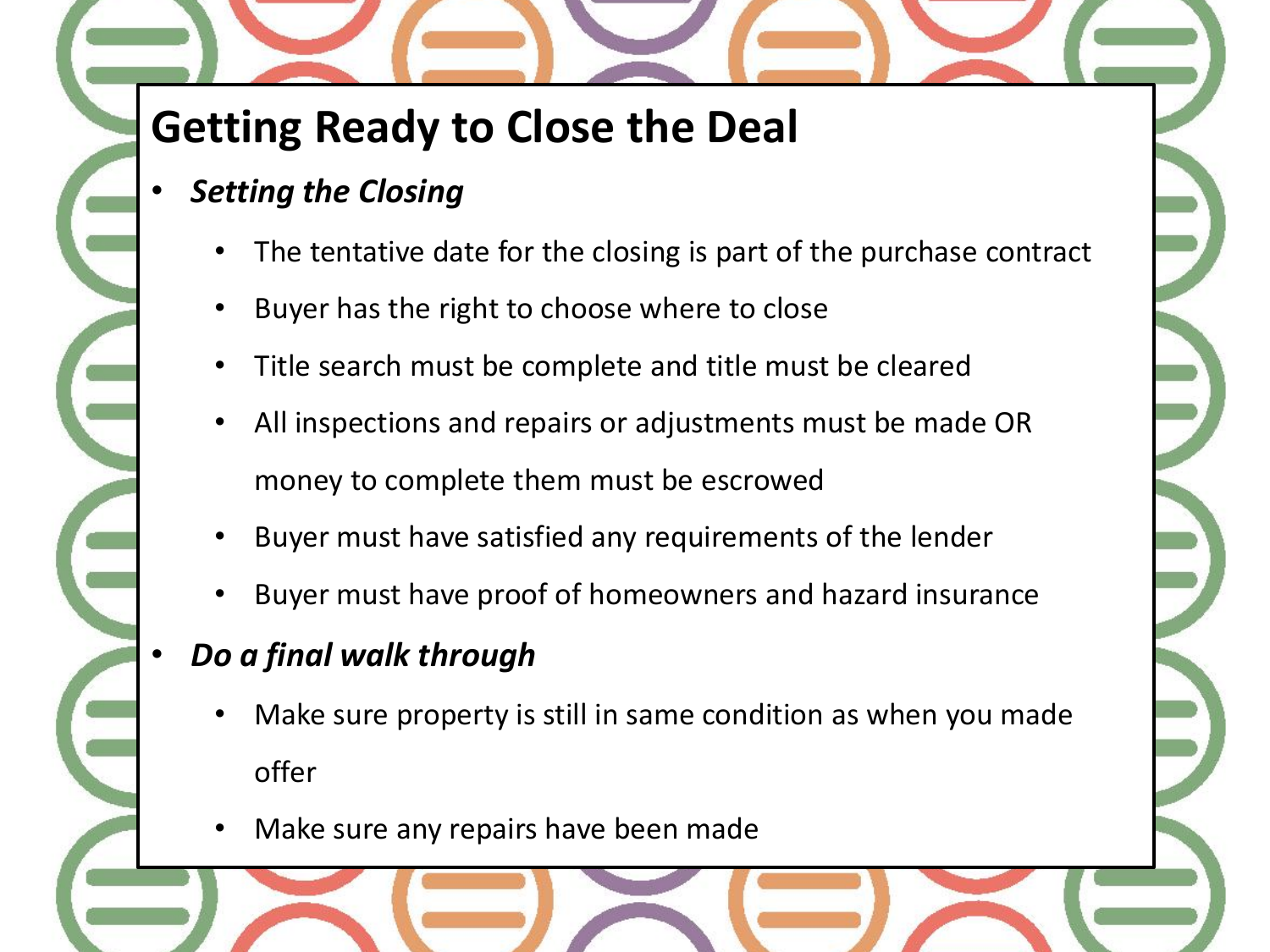# Getting Ready to Close the Deal

- ***Setting the Closing***
  - The tentative date for the closing is part of the purchase contract
  - Buyer has the right to choose where to close
  - Title search must be complete and title must be cleared
  - All inspections and repairs or adjustments must be made OR money to complete them must be escrowed
  - Buyer must have satisfied any requirements of the lender
  - Buyer must have proof of homeowners and hazard insurance
- ***Do a final walk through***
  - Make sure property is still in same condition as when you made offer
  - Make sure any repairs have been made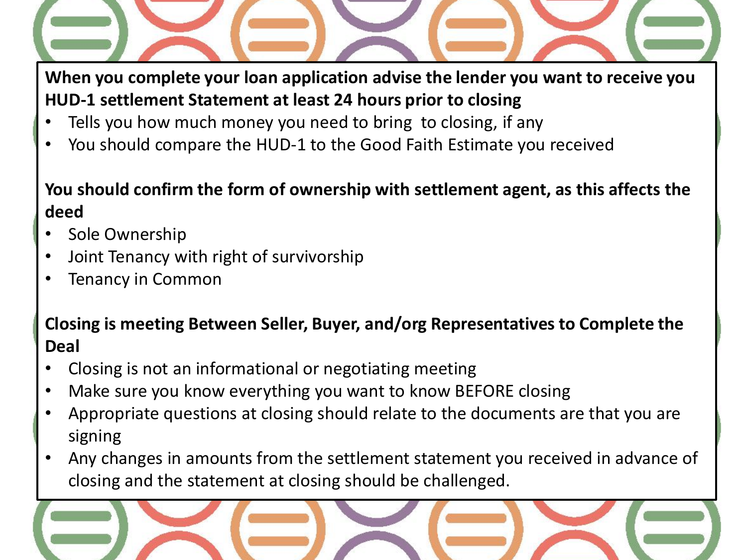**When you complete your loan application advise the lender you want to receive you HUD-1 settlement Statement at least 24 hours prior to closing**

- Tells you how much money you need to bring to closing, if any
- You should compare the HUD-1 to the Good Faith Estimate you received

**You should confirm the form of ownership with settlement agent, as this affects the deed**

- Sole Ownership
- Joint Tenancy with right of survivorship
- Tenancy in Common

**Closing is meeting Between Seller, Buyer, and/org Representatives to Complete the Deal**

- Closing is not an informational or negotiating meeting
- Make sure you know everything you want to know BEFORE closing
- Appropriate questions at closing should relate to the documents are that you are signing
- Any changes in amounts from the settlement statement you received in advance of closing and the statement at closing should be challenged.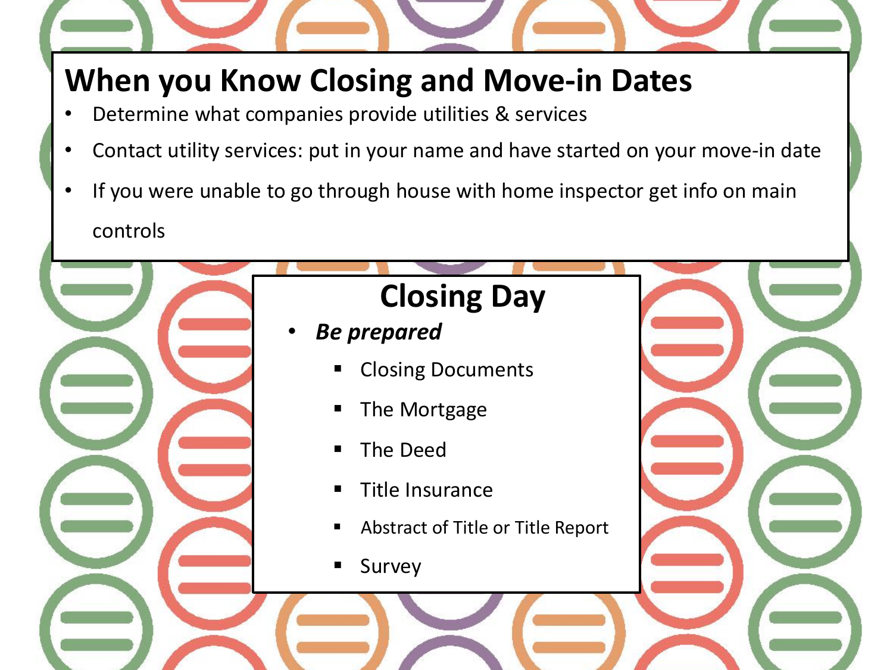## When you Know Closing and Move-in Dates

- Determine what companies provide utilities & services
- Contact utility services: put in your name and have started on your move-in date
- If you were unable to go through house with home inspector get info on main controls

## Closing Day

- ***Be prepared***
  - Closing Documents
  - The Mortgage
  - The Deed
  - Title Insurance
  - Abstract of Title or Title Report
  - Survey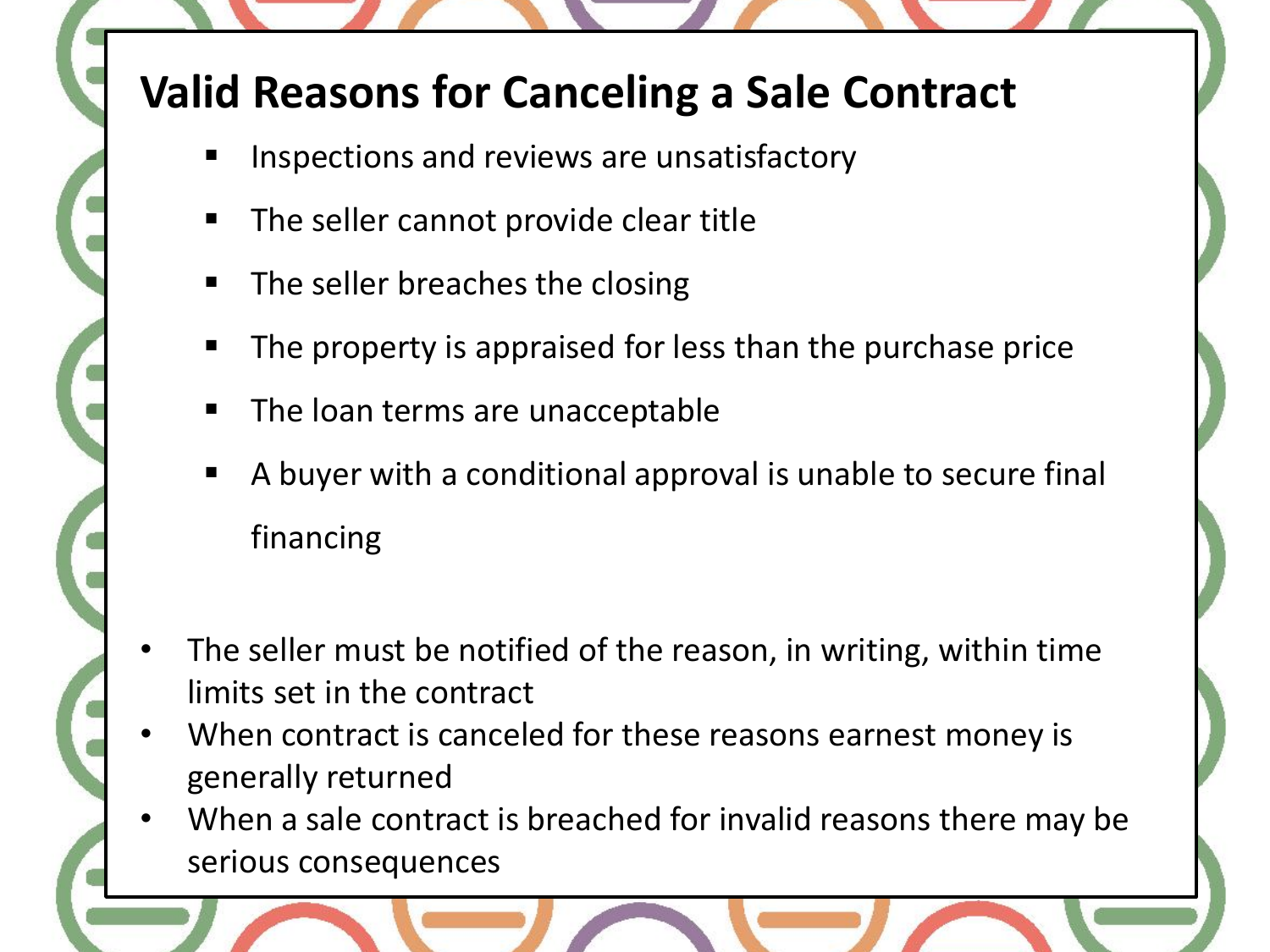# Valid Reasons for Canceling a Sale Contract

- Inspections and reviews are unsatisfactory
- The seller cannot provide clear title
- The seller breaches the closing
- The property is appraised for less than the purchase price
- The loan terms are unacceptable
- A buyer with a conditional approval is unable to secure final financing

- The seller must be notified of the reason, in writing, within time limits set in the contract
- When contract is canceled for these reasons earnest money is generally returned
- When a sale contract is breached for invalid reasons there may be serious consequences